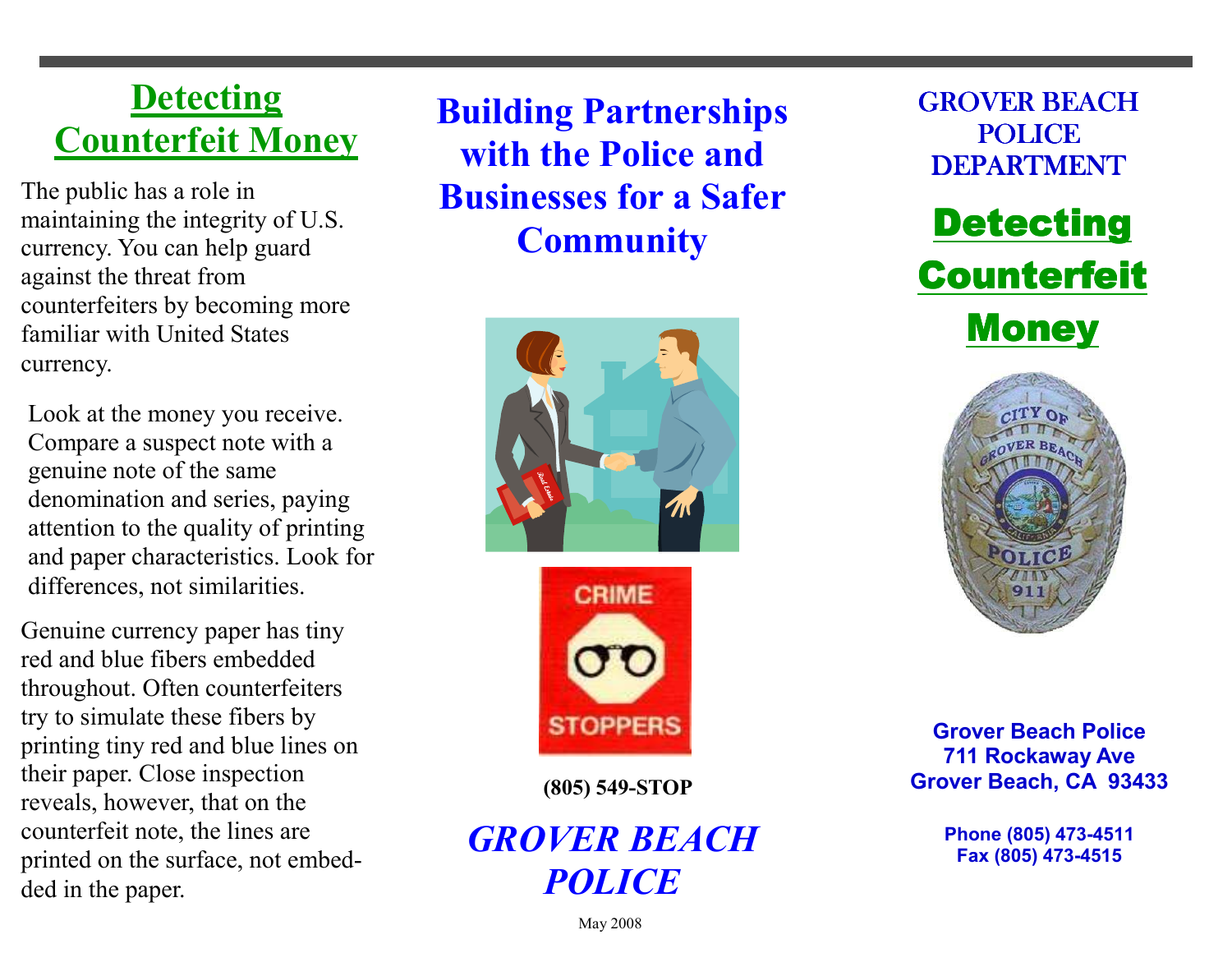## Detecting Counterfeit Money

The public has a role in maintaining the integrity of U.S. currency. You can help guard against the threat from counterfeiters by becoming more familiar with United States currency.

Look at the money you receive. Compare a suspect note with a genuine note of the same denomination and series, paying attention to the quality of printing and paper characteristics. Look for differences, not similarities.

Genuine currency paper has tiny red and blue fibers embedded throughout. Often counterfeiters try to simulate these fibers by printing tiny red and blue lines on their paper. Close inspection reveals, however, that on the counterfeit note, the lines are printed on the surface, not embedded in the paper.

# Building Partnerships with the Police and Businesses for a Safer Community

CRIME STOPPERS

**(805) 549-STOP**

***GROVER BEACH POLICE***

May 2008

GROVER BEACH POLICE DEPARTMENT

# Detecting Counterfeit Money

**Grover Beach Police**
**711 Rockaway Ave**
**Grover Beach, CA 93433**

**Phone (805) 473-4511**
**Fax (805) 473-4515**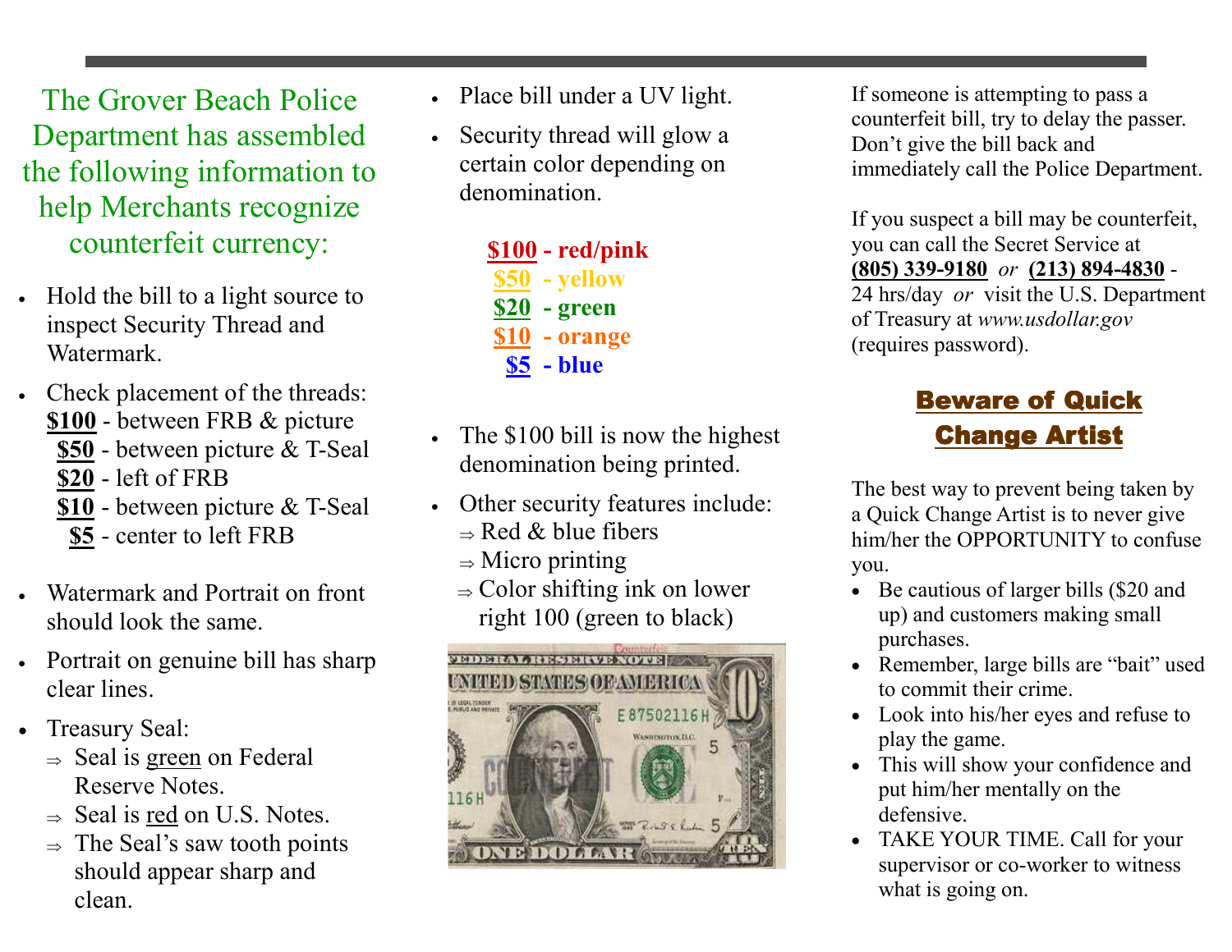The Grover Beach Police Department has assembled the following information to help Merchants recognize counterfeit currency:

- Hold the bill to a light source to inspect Security Thread and Watermark.
- Check placement of the threads:
  **$100** - between FRB & picture
  **$50** - between picture & T-Seal
  **$20** - left of FRB
  **$10** - between picture & T-Seal
  **$5** - center to left FRB
- Watermark and Portrait on front should look the same.
- Portrait on genuine bill has sharp clear lines.
- Treasury Seal:
  - ⇒ Seal is green on Federal Reserve Notes.
  - ⇒ Seal is red on U.S. Notes.
  - ⇒ The Seal's saw tooth points should appear sharp and clean.

- Place bill under a UV light.
- Security thread will glow a certain color depending on denomination.

**$100 - red/pink**
**$50 - yellow**
**$20 - green**
**$10 - orange**
**$5 - blue**

- The $100 bill is now the highest denomination being printed.
- Other security features include:
  - ⇒ Red & blue fibers
  - ⇒ Micro printing
  - ⇒ Color shifting ink on lower right 100 (green to black)

If someone is attempting to pass a counterfeit bill, try to delay the passer. Don't give the bill back and immediately call the Police Department.

If you suspect a bill may be counterfeit, you can call the Secret Service at **(805) 339-9180** *or* **(213) 894-4830** - 24 hrs/day *or* visit the U.S. Department of Treasury at *www.usdollar.gov* (requires password).

## Beware of Quick Change Artist

The best way to prevent being taken by a Quick Change Artist is to never give him/her the OPPORTUNITY to confuse you.

- Be cautious of larger bills ($20 and up) and customers making small purchases.
- Remember, large bills are "bait" used to commit their crime.
- Look into his/her eyes and refuse to play the game.
- This will show your confidence and put him/her mentally on the defensive.
- TAKE YOUR TIME. Call for your supervisor or co-worker to witness what is going on.